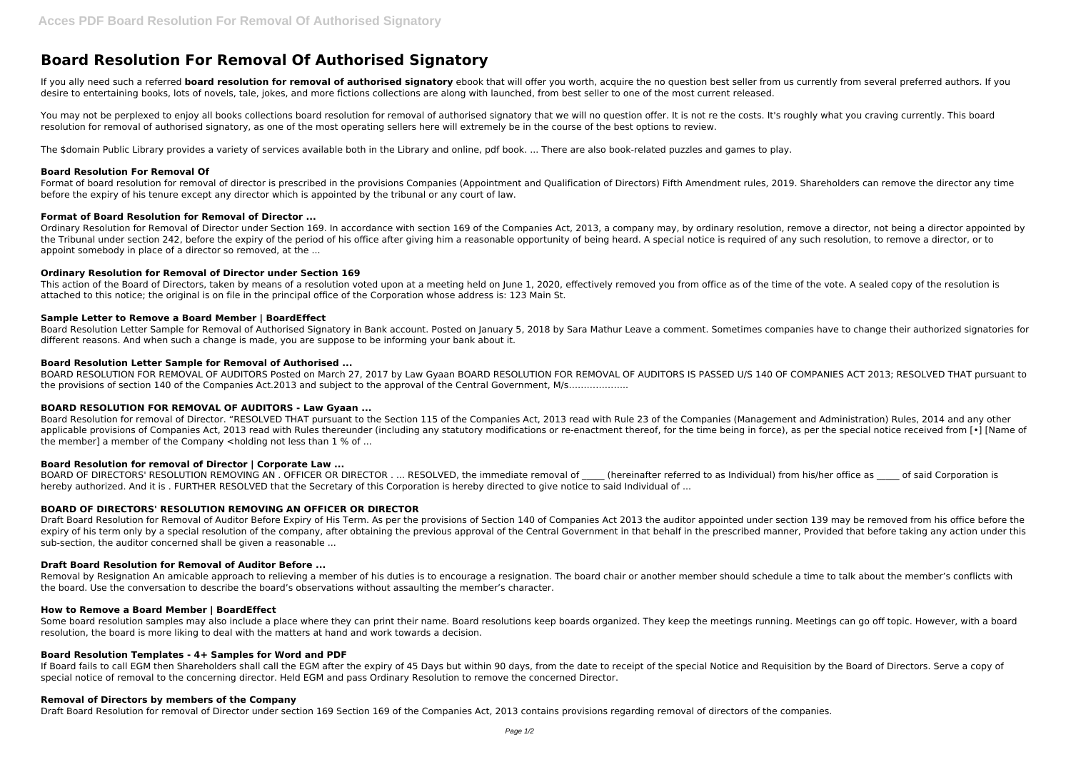# Board Resolution For Removal Of Authorised Signatory

If you ally need such a referred **board resolution for removal of authorised signatory** ebook that will offer you worth, acquire the no question best seller from us currently from several preferred authors. If you desire to entertaining books, lots of novels, tale, jokes, and more fictions collections are along with launched, from best seller to one of the most current released.

You may not be perplexed to enjoy all books collections board resolution for removal of authorised signatory that we will no question offer. It is not re the costs. It's roughly what you craving currently. This board resolution for removal of authorised signatory, as one of the most operating sellers here will extremely be in the course of the best options to review.

The $domain Public Library provides a variety of services available both in the Library and online, pdf book. ... There are also book-related puzzles and games to play.

### Board Resolution For Removal Of

Format of board resolution for removal of director is prescribed in the provisions Companies (Appointment and Qualification of Directors) Fifth Amendment rules, 2019. Shareholders can remove the director any time before the expiry of his tenure except any director which is appointed by the tribunal or any court of law.

### Format of Board Resolution for Removal of Director ...

Ordinary Resolution for Removal of Director under Section 169. In accordance with section 169 of the Companies Act, 2013, a company may, by ordinary resolution, remove a director, not being a director appointed by the Tribunal under section 242, before the expiry of the period of his office after giving him a reasonable opportunity of being heard. A special notice is required of any such resolution, to remove a director, or to appoint somebody in place of a director so removed, at the ...

### Ordinary Resolution for Removal of Director under Section 169

This action of the Board of Directors, taken by means of a resolution voted upon at a meeting held on June 1, 2020, effectively removed you from office as of the time of the vote. A sealed copy of the resolution is attached to this notice; the original is on file in the principal office of the Corporation whose address is: 123 Main St.

### Sample Letter to Remove a Board Member | BoardEffect

Board Resolution Letter Sample for Removal of Authorised Signatory in Bank account. Posted on January 5, 2018 by Sara Mathur Leave a comment. Sometimes companies have to change their authorized signatories for different reasons. And when such a change is made, you are suppose to be informing your bank about it.

### Board Resolution Letter Sample for Removal of Authorised ...

BOARD RESOLUTION FOR REMOVAL OF AUDITORS Posted on March 27, 2017 by Law Gyaan BOARD RESOLUTION FOR REMOVAL OF AUDITORS IS PASSED U/S 140 OF COMPANIES ACT 2013; RESOLVED THAT pursuant to the provisions of section 140 of the Companies Act.2013 and subject to the approval of the Central Government, M/s……………….

### BOARD RESOLUTION FOR REMOVAL OF AUDITORS - Law Gyaan ...

Board Resolution for removal of Director. "RESOLVED THAT pursuant to the Section 115 of the Companies Act, 2013 read with Rule 23 of the Companies (Management and Administration) Rules, 2014 and any other applicable provisions of Companies Act, 2013 read with Rules thereunder (including any statutory modifications or re-enactment thereof, for the time being in force), as per the special notice received from [•] [Name of the member] a member of the Company <holding not less than 1 % of ...

### Board Resolution for removal of Director | Corporate Law ...

BOARD OF DIRECTORS' RESOLUTION REMOVING AN . OFFICER OR DIRECTOR . ... RESOLVED, the immediate removal of _____ (hereinafter referred to as Individual) from his/her office as _____ of said Corporation is hereby authorized. And it is . FURTHER RESOLVED that the Secretary of this Corporation is hereby directed to give notice to said Individual of ...

### BOARD OF DIRECTORS' RESOLUTION REMOVING AN OFFICER OR DIRECTOR

Draft Board Resolution for Removal of Auditor Before Expiry of His Term. As per the provisions of Section 140 of Companies Act 2013 the auditor appointed under section 139 may be removed from his office before the expiry of his term only by a special resolution of the company, after obtaining the previous approval of the Central Government in that behalf in the prescribed manner, Provided that before taking any action under this sub-section, the auditor concerned shall be given a reasonable ...

### Draft Board Resolution for Removal of Auditor Before ...

Removal by Resignation An amicable approach to relieving a member of his duties is to encourage a resignation. The board chair or another member should schedule a time to talk about the member's conflicts with the board. Use the conversation to describe the board's observations without assaulting the member's character.

### How to Remove a Board Member | BoardEffect

Some board resolution samples may also include a place where they can print their name. Board resolutions keep boards organized. They keep the meetings running. Meetings can go off topic. However, with a board resolution, the board is more liking to deal with the matters at hand and work towards a decision.

### Board Resolution Templates - 4+ Samples for Word and PDF

If Board fails to call EGM then Shareholders shall call the EGM after the expiry of 45 Days but within 90 days, from the date to receipt of the special Notice and Requisition by the Board of Directors. Serve a copy of special notice of removal to the concerning director. Held EGM and pass Ordinary Resolution to remove the concerned Director.

### Removal of Directors by members of the Company

Draft Board Resolution for removal of Director under section 169 Section 169 of the Companies Act, 2013 contains provisions regarding removal of directors of the companies.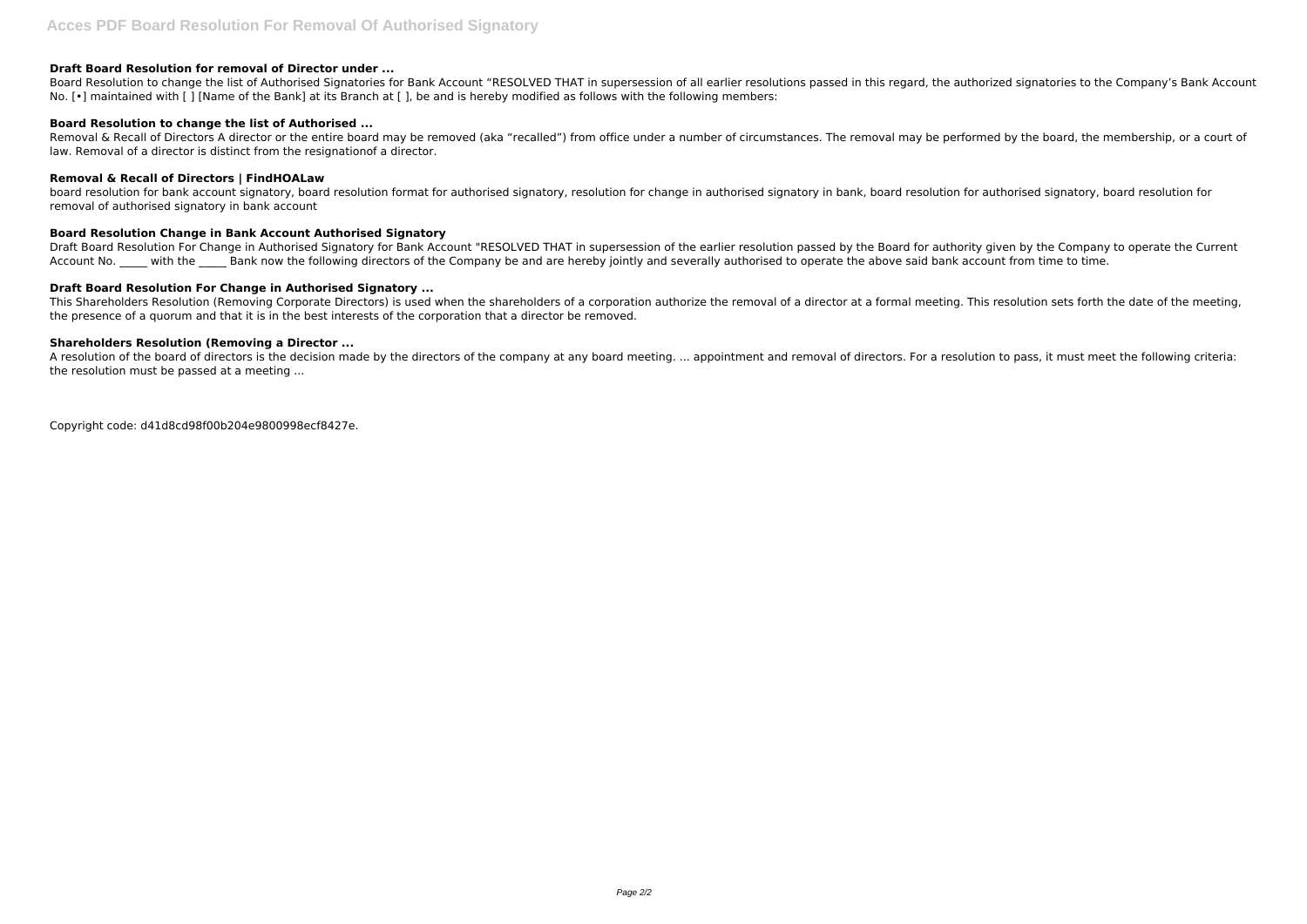### Draft Board Resolution for removal of Director under ...

Board Resolution to change the list of Authorised Signatories for Bank Account "RESOLVED THAT in supersession of all earlier resolutions passed in this regard, the authorized signatories to the Company's Bank Account No. [•] maintained with [ ] [Name of the Bank] at its Branch at [ ], be and is hereby modified as follows with the following members:

### Board Resolution to change the list of Authorised ...

Removal & Recall of Directors A director or the entire board may be removed (aka "recalled") from office under a number of circumstances. The removal may be performed by the board, the membership, or a court of law. Removal of a director is distinct from the resignationof a director.

### Removal & Recall of Directors | FindHOALaw

board resolution for bank account signatory, board resolution format for authorised signatory, resolution for change in authorised signatory in bank, board resolution for authorised signatory, board resolution for removal of authorised signatory in bank account

### Board Resolution Change in Bank Account Authorised Signatory

Draft Board Resolution For Change in Authorised Signatory for Bank Account "RESOLVED THAT in supersession of the earlier resolution passed by the Board for authority given by the Company to operate the Current Account No. _____ with the _____ Bank now the following directors of the Company be and are hereby jointly and severally authorised to operate the above said bank account from time to time.

### Draft Board Resolution For Change in Authorised Signatory ...

This Shareholders Resolution (Removing Corporate Directors) is used when the shareholders of a corporation authorize the removal of a director at a formal meeting. This resolution sets forth the date of the meeting, the presence of a quorum and that it is in the best interests of the corporation that a director be removed.

### Shareholders Resolution (Removing a Director ...

A resolution of the board of directors is the decision made by the directors of the company at any board meeting. ... appointment and removal of directors. For a resolution to pass, it must meet the following criteria: the resolution must be passed at a meeting ...

Copyright code: d41d8cd98f00b204e9800998ecf8427e.